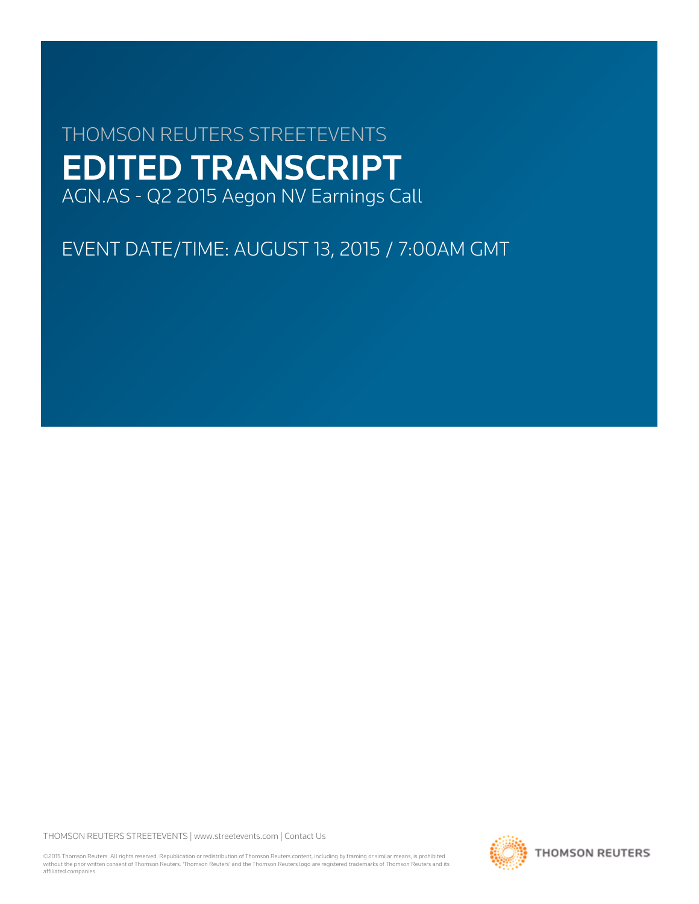THOMSON REUTERS STREETEVENTS

# EDITED TRANSCRIPT

AGN.AS - Q2 2015 Aegon NV Earnings Call

EVENT DATE/TIME: AUGUST 13, 2015 / 7:00AM GMT

THOMSON REUTERS STREETEVENTS | www.streetevents.com | Contact Us

©2015 Thomson Reuters. All rights reserved. Republication or redistribution of Thomson Reuters content, including by framing or similar means, is prohibited without the prior written consent of Thomson Reuters. 'Thomson Reuters' and the Thomson Reuters logo are registered trademarks of Thomson Reuters and its affiliated companies.

THOMSON REUTERS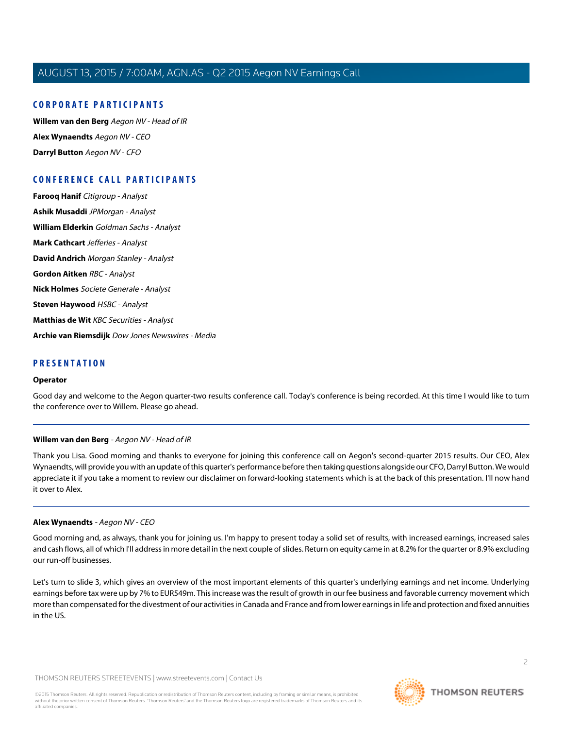## CORPORATE PARTICIPANTS

**Willem van den Berg** *Aegon NV - Head of IR*

**Alex Wynaendts** *Aegon NV - CEO*

**Darryl Button** *Aegon NV - CFO*

## CONFERENCE CALL PARTICIPANTS

**Farooq Hanif** *Citigroup - Analyst*

**Ashik Musaddi** *JPMorgan - Analyst*

**William Elderkin** *Goldman Sachs - Analyst*

**Mark Cathcart** *Jefferies - Analyst*

**David Andrich** *Morgan Stanley - Analyst*

**Gordon Aitken** *RBC - Analyst*

**Nick Holmes** *Societe Generale - Analyst*

**Steven Haywood** *HSBC - Analyst*

**Matthias de Wit** *KBC Securities - Analyst*

**Archie van Riemsdijk** *Dow Jones Newswires - Media*

## PRESENTATION

### Operator

Good day and welcome to the Aegon quarter-two results conference call. Today's conference is being recorded. At this time I would like to turn the conference over to Willem. Please go ahead.

---

### Willem van den Berg - *Aegon NV - Head of IR*

Thank you Lisa. Good morning and thanks to everyone for joining this conference call on Aegon's second-quarter 2015 results. Our CEO, Alex Wynaendts, will provide you with an update of this quarter's performance before then taking questions alongside our CFO, Darryl Button. We would appreciate it if you take a moment to review our disclaimer on forward-looking statements which is at the back of this presentation. I'll now hand it over to Alex.

---

### Alex Wynaendts - *Aegon NV - CEO*

Good morning and, as always, thank you for joining us. I'm happy to present today a solid set of results, with increased earnings, increased sales and cash flows, all of which I'll address in more detail in the next couple of slides. Return on equity came in at 8.2% for the quarter or 8.9% excluding our run-off businesses.

Let's turn to slide 3, which gives an overview of the most important elements of this quarter's underlying earnings and net income. Underlying earnings before tax were up by 7% to EUR549m. This increase was the result of growth in our fee business and favorable currency movement which more than compensated for the divestment of our activities in Canada and France and from lower earnings in life and protection and fixed annuities in the US.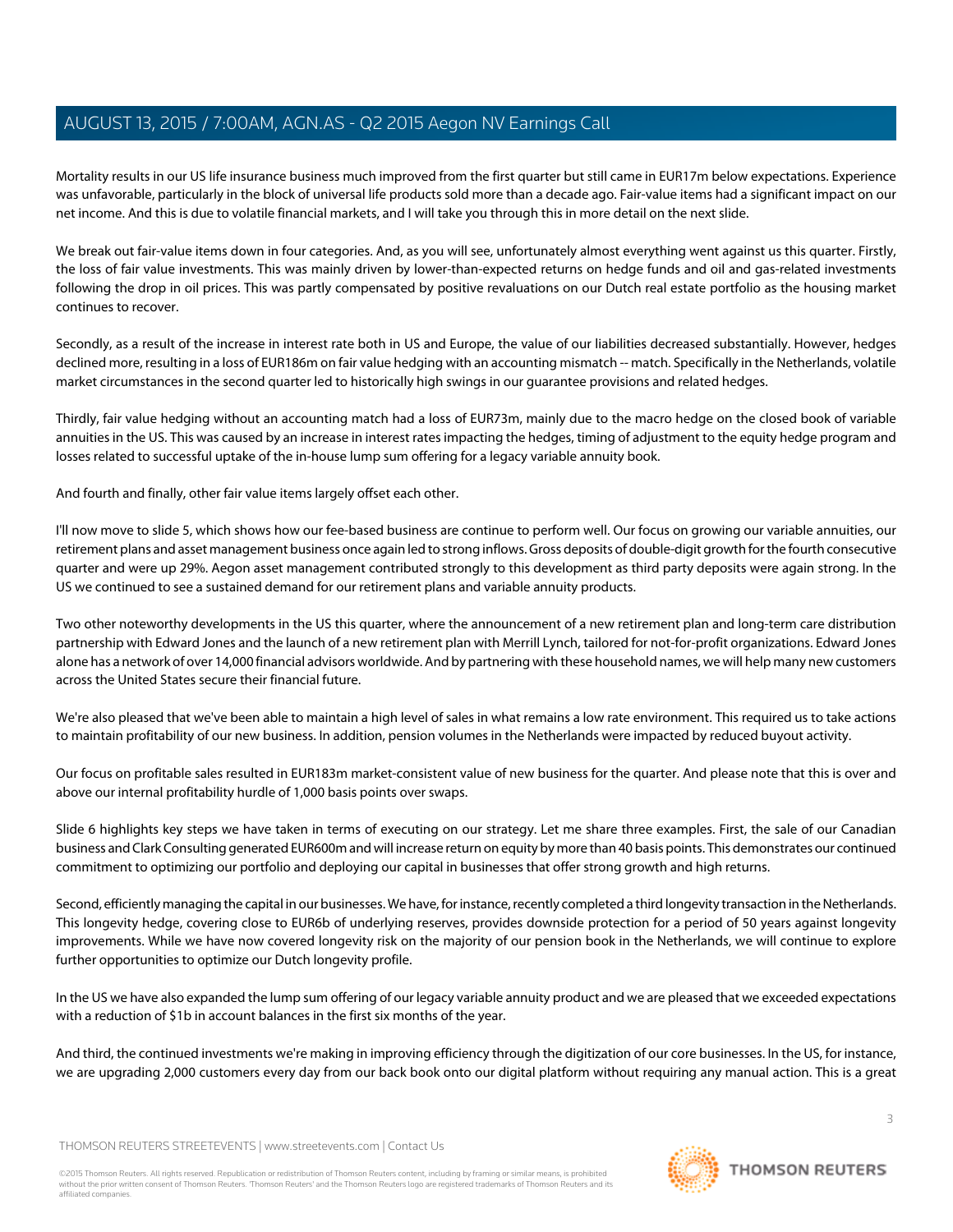Mortality results in our US life insurance business much improved from the first quarter but still came in EUR17m below expectations. Experience was unfavorable, particularly in the block of universal life products sold more than a decade ago. Fair-value items had a significant impact on our net income. And this is due to volatile financial markets, and I will take you through this in more detail on the next slide.

We break out fair-value items down in four categories. And, as you will see, unfortunately almost everything went against us this quarter. Firstly, the loss of fair value investments. This was mainly driven by lower-than-expected returns on hedge funds and oil and gas-related investments following the drop in oil prices. This was partly compensated by positive revaluations on our Dutch real estate portfolio as the housing market continues to recover.

Secondly, as a result of the increase in interest rate both in US and Europe, the value of our liabilities decreased substantially. However, hedges declined more, resulting in a loss of EUR186m on fair value hedging with an accounting mismatch -- match. Specifically in the Netherlands, volatile market circumstances in the second quarter led to historically high swings in our guarantee provisions and related hedges.

Thirdly, fair value hedging without an accounting match had a loss of EUR73m, mainly due to the macro hedge on the closed book of variable annuities in the US. This was caused by an increase in interest rates impacting the hedges, timing of adjustment to the equity hedge program and losses related to successful uptake of the in-house lump sum offering for a legacy variable annuity book.

And fourth and finally, other fair value items largely offset each other.

I'll now move to slide 5, which shows how our fee-based business are continue to perform well. Our focus on growing our variable annuities, our retirement plans and asset management business once again led to strong inflows. Gross deposits of double-digit growth for the fourth consecutive quarter and were up 29%. Aegon asset management contributed strongly to this development as third party deposits were again strong. In the US we continued to see a sustained demand for our retirement plans and variable annuity products.

Two other noteworthy developments in the US this quarter, where the announcement of a new retirement plan and long-term care distribution partnership with Edward Jones and the launch of a new retirement plan with Merrill Lynch, tailored for not-for-profit organizations. Edward Jones alone has a network of over 14,000 financial advisors worldwide. And by partnering with these household names, we will help many new customers across the United States secure their financial future.

We're also pleased that we've been able to maintain a high level of sales in what remains a low rate environment. This required us to take actions to maintain profitability of our new business. In addition, pension volumes in the Netherlands were impacted by reduced buyout activity.

Our focus on profitable sales resulted in EUR183m market-consistent value of new business for the quarter. And please note that this is over and above our internal profitability hurdle of 1,000 basis points over swaps.

Slide 6 highlights key steps we have taken in terms of executing on our strategy. Let me share three examples. First, the sale of our Canadian business and Clark Consulting generated EUR600m and will increase return on equity by more than 40 basis points. This demonstrates our continued commitment to optimizing our portfolio and deploying our capital in businesses that offer strong growth and high returns.

Second, efficiently managing the capital in our businesses. We have, for instance, recently completed a third longevity transaction in the Netherlands. This longevity hedge, covering close to EUR6b of underlying reserves, provides downside protection for a period of 50 years against longevity improvements. While we have now covered longevity risk on the majority of our pension book in the Netherlands, we will continue to explore further opportunities to optimize our Dutch longevity profile.

In the US we have also expanded the lump sum offering of our legacy variable annuity product and we are pleased that we exceeded expectations with a reduction of $1b in account balances in the first six months of the year.

And third, the continued investments we're making in improving efficiency through the digitization of our core businesses. In the US, for instance, we are upgrading 2,000 customers every day from our back book onto our digital platform without requiring any manual action. This is a great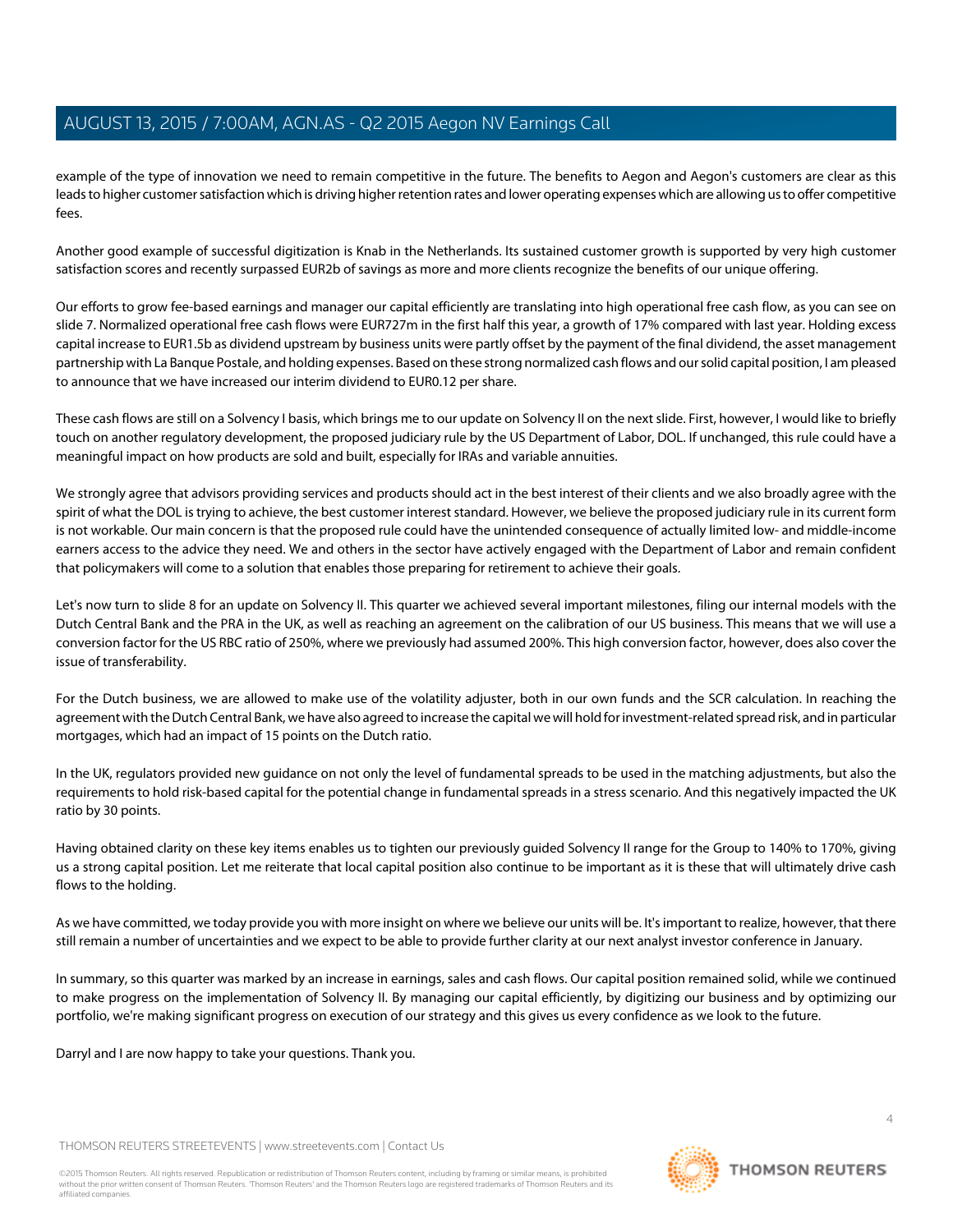example of the type of innovation we need to remain competitive in the future. The benefits to Aegon and Aegon's customers are clear as this leads to higher customer satisfaction which is driving higher retention rates and lower operating expenses which are allowing us to offer competitive fees.

Another good example of successful digitization is Knab in the Netherlands. Its sustained customer growth is supported by very high customer satisfaction scores and recently surpassed EUR2b of savings as more and more clients recognize the benefits of our unique offering.

Our efforts to grow fee-based earnings and manager our capital efficiently are translating into high operational free cash flow, as you can see on slide 7. Normalized operational free cash flows were EUR727m in the first half this year, a growth of 17% compared with last year. Holding excess capital increase to EUR1.5b as dividend upstream by business units were partly offset by the payment of the final dividend, the asset management partnership with La Banque Postale, and holding expenses. Based on these strong normalized cash flows and our solid capital position, I am pleased to announce that we have increased our interim dividend to EUR0.12 per share.

These cash flows are still on a Solvency I basis, which brings me to our update on Solvency II on the next slide. First, however, I would like to briefly touch on another regulatory development, the proposed judiciary rule by the US Department of Labor, DOL. If unchanged, this rule could have a meaningful impact on how products are sold and built, especially for IRAs and variable annuities.

We strongly agree that advisors providing services and products should act in the best interest of their clients and we also broadly agree with the spirit of what the DOL is trying to achieve, the best customer interest standard. However, we believe the proposed judiciary rule in its current form is not workable. Our main concern is that the proposed rule could have the unintended consequence of actually limited low- and middle-income earners access to the advice they need. We and others in the sector have actively engaged with the Department of Labor and remain confident that policymakers will come to a solution that enables those preparing for retirement to achieve their goals.

Let's now turn to slide 8 for an update on Solvency II. This quarter we achieved several important milestones, filing our internal models with the Dutch Central Bank and the PRA in the UK, as well as reaching an agreement on the calibration of our US business. This means that we will use a conversion factor for the US RBC ratio of 250%, where we previously had assumed 200%. This high conversion factor, however, does also cover the issue of transferability.

For the Dutch business, we are allowed to make use of the volatility adjuster, both in our own funds and the SCR calculation. In reaching the agreement with the Dutch Central Bank, we have also agreed to increase the capital we will hold for investment-related spread risk, and in particular mortgages, which had an impact of 15 points on the Dutch ratio.

In the UK, regulators provided new guidance on not only the level of fundamental spreads to be used in the matching adjustments, but also the requirements to hold risk-based capital for the potential change in fundamental spreads in a stress scenario. And this negatively impacted the UK ratio by 30 points.

Having obtained clarity on these key items enables us to tighten our previously guided Solvency II range for the Group to 140% to 170%, giving us a strong capital position. Let me reiterate that local capital position also continue to be important as it is these that will ultimately drive cash flows to the holding.

As we have committed, we today provide you with more insight on where we believe our units will be. It's important to realize, however, that there still remain a number of uncertainties and we expect to be able to provide further clarity at our next analyst investor conference in January.

In summary, so this quarter was marked by an increase in earnings, sales and cash flows. Our capital position remained solid, while we continued to make progress on the implementation of Solvency II. By managing our capital efficiently, by digitizing our business and by optimizing our portfolio, we're making significant progress on execution of our strategy and this gives us every confidence as we look to the future.

Darryl and I are now happy to take your questions. Thank you.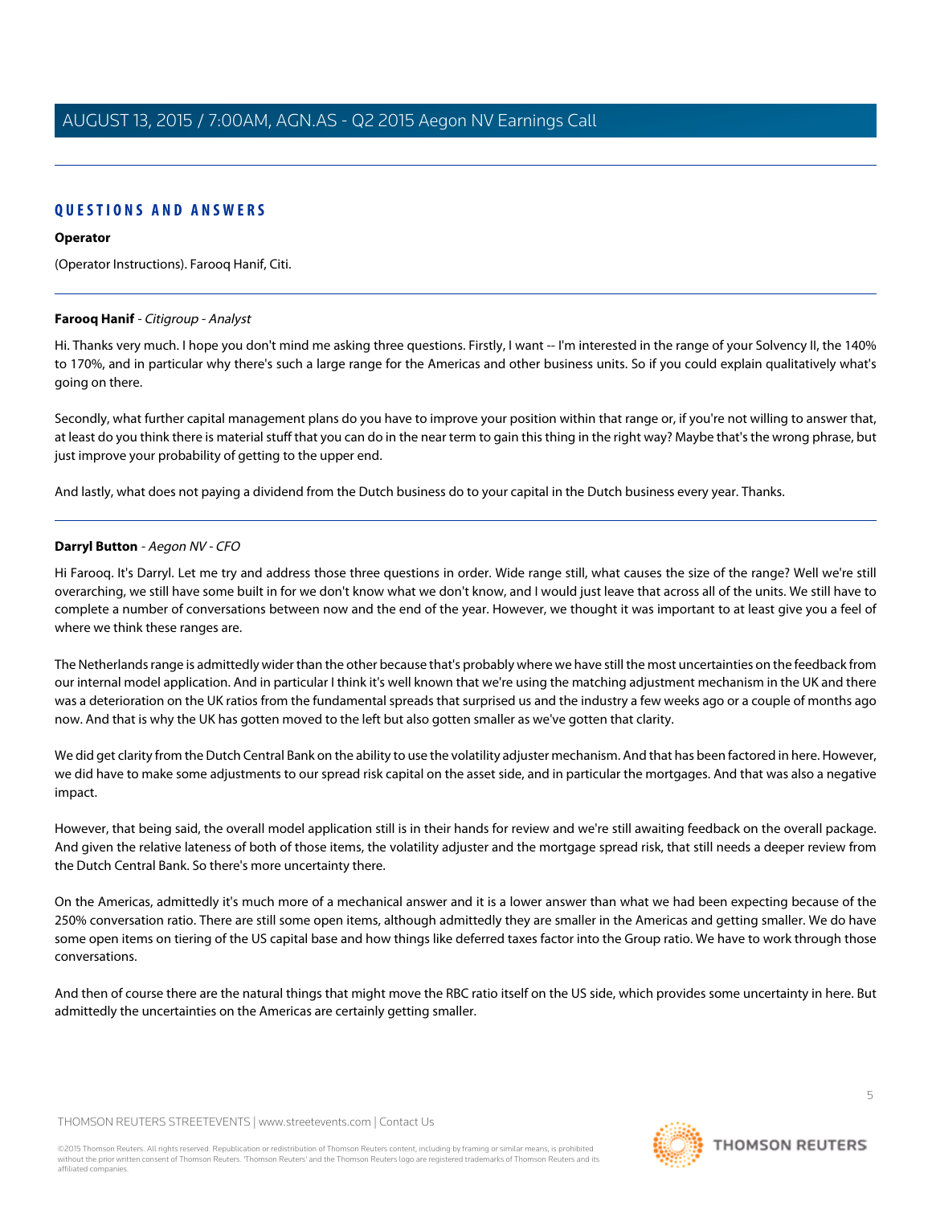## QUESTIONS AND ANSWERS

**Operator**

(Operator Instructions). Farooq Hanif, Citi.

---

**Farooq Hanif** - *Citigroup - Analyst*

Hi. Thanks very much. I hope you don't mind me asking three questions. Firstly, I want -- I'm interested in the range of your Solvency II, the 140% to 170%, and in particular why there's such a large range for the Americas and other business units. So if you could explain qualitatively what's going on there.

Secondly, what further capital management plans do you have to improve your position within that range or, if you're not willing to answer that, at least do you think there is material stuff that you can do in the near term to gain this thing in the right way? Maybe that's the wrong phrase, but just improve your probability of getting to the upper end.

And lastly, what does not paying a dividend from the Dutch business do to your capital in the Dutch business every year. Thanks.

---

**Darryl Button** - *Aegon NV - CFO*

Hi Farooq. It's Darryl. Let me try and address those three questions in order. Wide range still, what causes the size of the range? Well we're still overarching, we still have some built in for we don't know what we don't know, and I would just leave that across all of the units. We still have to complete a number of conversations between now and the end of the year. However, we thought it was important to at least give you a feel of where we think these ranges are.

The Netherlands range is admittedly wider than the other because that's probably where we have still the most uncertainties on the feedback from our internal model application. And in particular I think it's well known that we're using the matching adjustment mechanism in the UK and there was a deterioration on the UK ratios from the fundamental spreads that surprised us and the industry a few weeks ago or a couple of months ago now. And that is why the UK has gotten moved to the left but also gotten smaller as we've gotten that clarity.

We did get clarity from the Dutch Central Bank on the ability to use the volatility adjuster mechanism. And that has been factored in here. However, we did have to make some adjustments to our spread risk capital on the asset side, and in particular the mortgages. And that was also a negative impact.

However, that being said, the overall model application still is in their hands for review and we're still awaiting feedback on the overall package. And given the relative lateness of both of those items, the volatility adjuster and the mortgage spread risk, that still needs a deeper review from the Dutch Central Bank. So there's more uncertainty there.

On the Americas, admittedly it's much more of a mechanical answer and it is a lower answer than what we had been expecting because of the 250% conversation ratio. There are still some open items, although admittedly they are smaller in the Americas and getting smaller. We do have some open items on tiering of the US capital base and how things like deferred taxes factor into the Group ratio. We have to work through those conversations.

And then of course there are the natural things that might move the RBC ratio itself on the US side, which provides some uncertainty in here. But admittedly the uncertainties on the Americas are certainly getting smaller.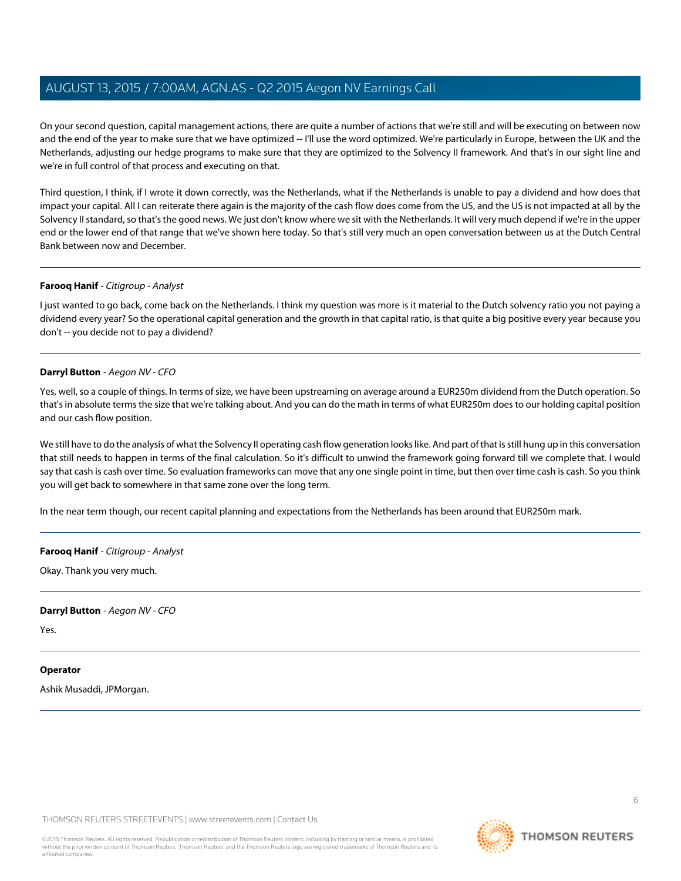On your second question, capital management actions, there are quite a number of actions that we're still and will be executing on between now and the end of the year to make sure that we have optimized -- I'll use the word optimized. We're particularly in Europe, between the UK and the Netherlands, adjusting our hedge programs to make sure that they are optimized to the Solvency II framework. And that's in our sight line and we're in full control of that process and executing on that.

Third question, I think, if I wrote it down correctly, was the Netherlands, what if the Netherlands is unable to pay a dividend and how does that impact your capital. All I can reiterate there again is the majority of the cash flow does come from the US, and the US is not impacted at all by the Solvency II standard, so that's the good news. We just don't know where we sit with the Netherlands. It will very much depend if we're in the upper end or the lower end of that range that we've shown here today. So that's still very much an open conversation between us at the Dutch Central Bank between now and December.

---

**Farooq Hanif** - *Citigroup - Analyst*

I just wanted to go back, come back on the Netherlands. I think my question was more is it material to the Dutch solvency ratio you not paying a dividend every year? So the operational capital generation and the growth in that capital ratio, is that quite a big positive every year because you don't -- you decide not to pay a dividend?

---

**Darryl Button** - *Aegon NV - CFO*

Yes, well, so a couple of things. In terms of size, we have been upstreaming on average around a EUR250m dividend from the Dutch operation. So that's in absolute terms the size that we're talking about. And you can do the math in terms of what EUR250m does to our holding capital position and our cash flow position.

We still have to do the analysis of what the Solvency II operating cash flow generation looks like. And part of that is still hung up in this conversation that still needs to happen in terms of the final calculation. So it's difficult to unwind the framework going forward till we complete that. I would say that cash is cash over time. So evaluation frameworks can move that any one single point in time, but then over time cash is cash. So you think you will get back to somewhere in that same zone over the long term.

In the near term though, our recent capital planning and expectations from the Netherlands has been around that EUR250m mark.

---

**Farooq Hanif** - *Citigroup - Analyst*

Okay. Thank you very much.

---

**Darryl Button** - *Aegon NV - CFO*

Yes.

---

**Operator**

Ashik Musaddi, JPMorgan.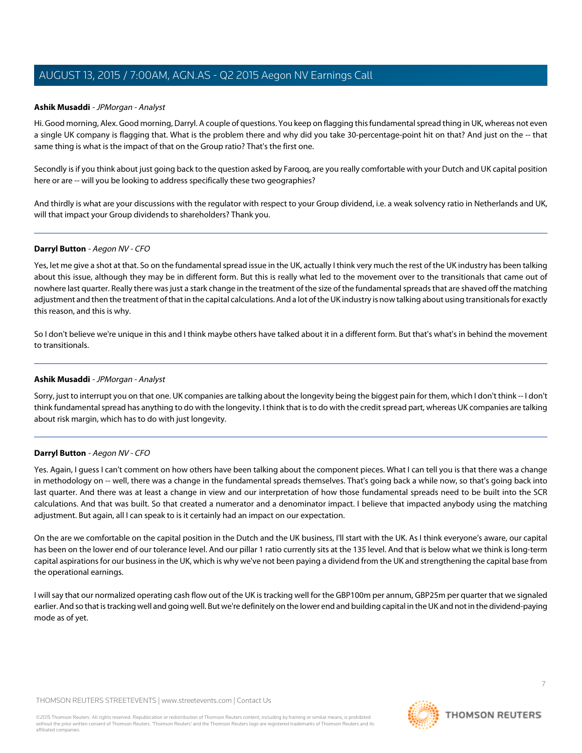**Ashik Musaddi** - *JPMorgan - Analyst*

Hi. Good morning, Alex. Good morning, Darryl. A couple of questions. You keep on flagging this fundamental spread thing in UK, whereas not even a single UK company is flagging that. What is the problem there and why did you take 30-percentage-point hit on that? And just on the -- that same thing is what is the impact of that on the Group ratio? That's the first one.

Secondly is if you think about just going back to the question asked by Farooq, are you really comfortable with your Dutch and UK capital position here or are -- will you be looking to address specifically these two geographies?

And thirdly is what are your discussions with the regulator with respect to your Group dividend, i.e. a weak solvency ratio in Netherlands and UK, will that impact your Group dividends to shareholders? Thank you.

---

**Darryl Button** - *Aegon NV - CFO*

Yes, let me give a shot at that. So on the fundamental spread issue in the UK, actually I think very much the rest of the UK industry has been talking about this issue, although they may be in different form. But this is really what led to the movement over to the transitionals that came out of nowhere last quarter. Really there was just a stark change in the treatment of the size of the fundamental spreads that are shaved off the matching adjustment and then the treatment of that in the capital calculations. And a lot of the UK industry is now talking about using transitionals for exactly this reason, and this is why.

So I don't believe we're unique in this and I think maybe others have talked about it in a different form. But that's what's in behind the movement to transitionals.

---

**Ashik Musaddi** - *JPMorgan - Analyst*

Sorry, just to interrupt you on that one. UK companies are talking about the longevity being the biggest pain for them, which I don't think -- I don't think fundamental spread has anything to do with the longevity. I think that is to do with the credit spread part, whereas UK companies are talking about risk margin, which has to do with just longevity.

---

**Darryl Button** - *Aegon NV - CFO*

Yes. Again, I guess I can't comment on how others have been talking about the component pieces. What I can tell you is that there was a change in methodology on -- well, there was a change in the fundamental spreads themselves. That's going back a while now, so that's going back into last quarter. And there was at least a change in view and our interpretation of how those fundamental spreads need to be built into the SCR calculations. And that was built. So that created a numerator and a denominator impact. I believe that impacted anybody using the matching adjustment. But again, all I can speak to is it certainly had an impact on our expectation.

On the are we comfortable on the capital position in the Dutch and the UK business, I'll start with the UK. As I think everyone's aware, our capital has been on the lower end of our tolerance level. And our pillar 1 ratio currently sits at the 135 level. And that is below what we think is long-term capital aspirations for our business in the UK, which is why we've not been paying a dividend from the UK and strengthening the capital base from the operational earnings.

I will say that our normalized operating cash flow out of the UK is tracking well for the GBP100m per annum, GBP25m per quarter that we signaled earlier. And so that is tracking well and going well. But we're definitely on the lower end and building capital in the UK and not in the dividend-paying mode as of yet.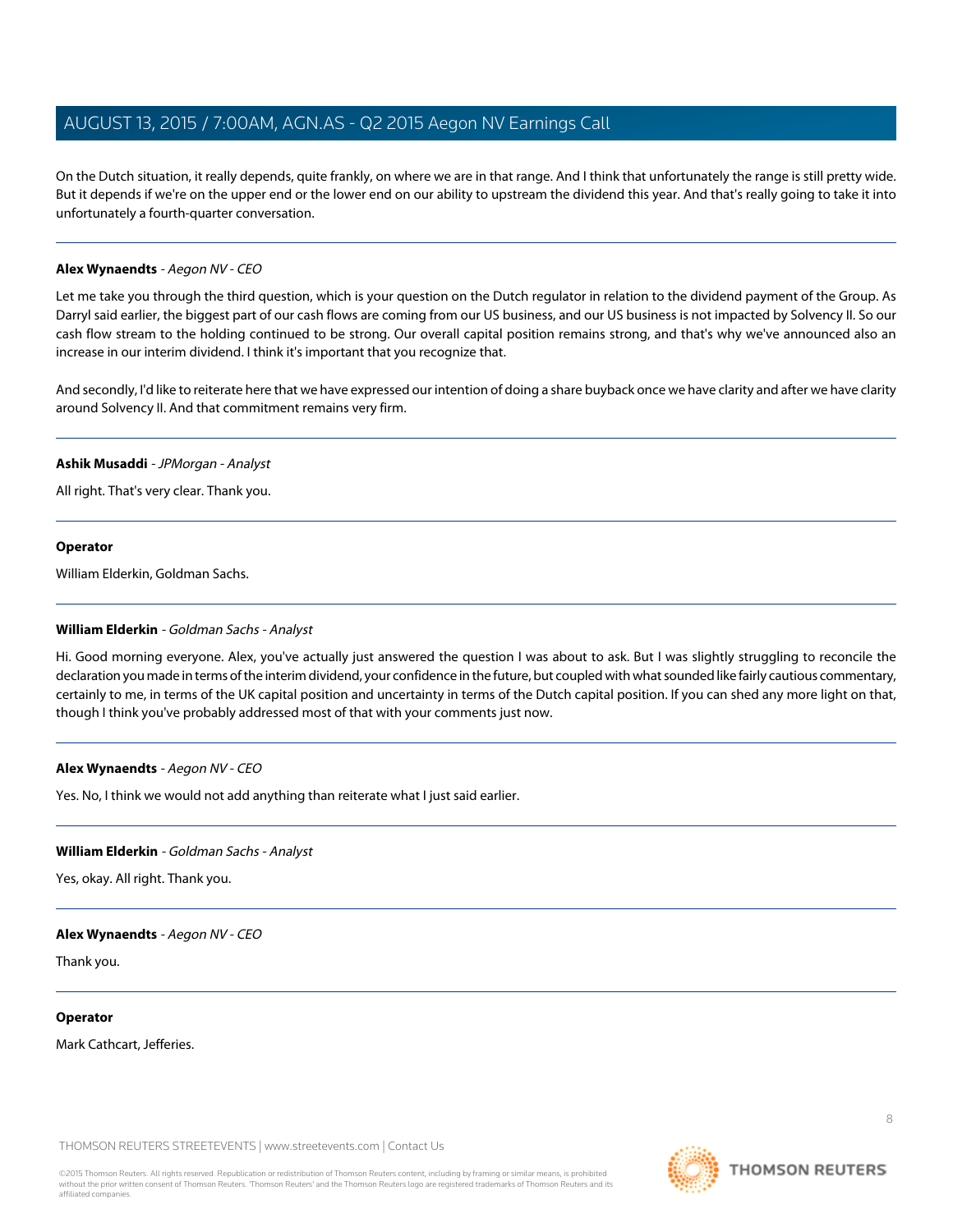On the Dutch situation, it really depends, quite frankly, on where we are in that range. And I think that unfortunately the range is still pretty wide. But it depends if we're on the upper end or the lower end on our ability to upstream the dividend this year. And that's really going to take it into unfortunately a fourth-quarter conversation.

---

**Alex Wynaendts** - *Aegon NV - CEO*

Let me take you through the third question, which is your question on the Dutch regulator in relation to the dividend payment of the Group. As Darryl said earlier, the biggest part of our cash flows are coming from our US business, and our US business is not impacted by Solvency II. So our cash flow stream to the holding continued to be strong. Our overall capital position remains strong, and that's why we've announced also an increase in our interim dividend. I think it's important that you recognize that.

And secondly, I'd like to reiterate here that we have expressed our intention of doing a share buyback once we have clarity and after we have clarity around Solvency II. And that commitment remains very firm.

---

**Ashik Musaddi** - *JPMorgan - Analyst*

All right. That's very clear. Thank you.

---

**Operator**

William Elderkin, Goldman Sachs.

---

**William Elderkin** - *Goldman Sachs - Analyst*

Hi. Good morning everyone. Alex, you've actually just answered the question I was about to ask. But I was slightly struggling to reconcile the declaration you made in terms of the interim dividend, your confidence in the future, but coupled with what sounded like fairly cautious commentary, certainly to me, in terms of the UK capital position and uncertainty in terms of the Dutch capital position. If you can shed any more light on that, though I think you've probably addressed most of that with your comments just now.

---

**Alex Wynaendts** - *Aegon NV - CEO*

Yes. No, I think we would not add anything than reiterate what I just said earlier.

---

**William Elderkin** - *Goldman Sachs - Analyst*

Yes, okay. All right. Thank you.

---

**Alex Wynaendts** - *Aegon NV - CEO*

Thank you.

---

**Operator**

Mark Cathcart, Jefferies.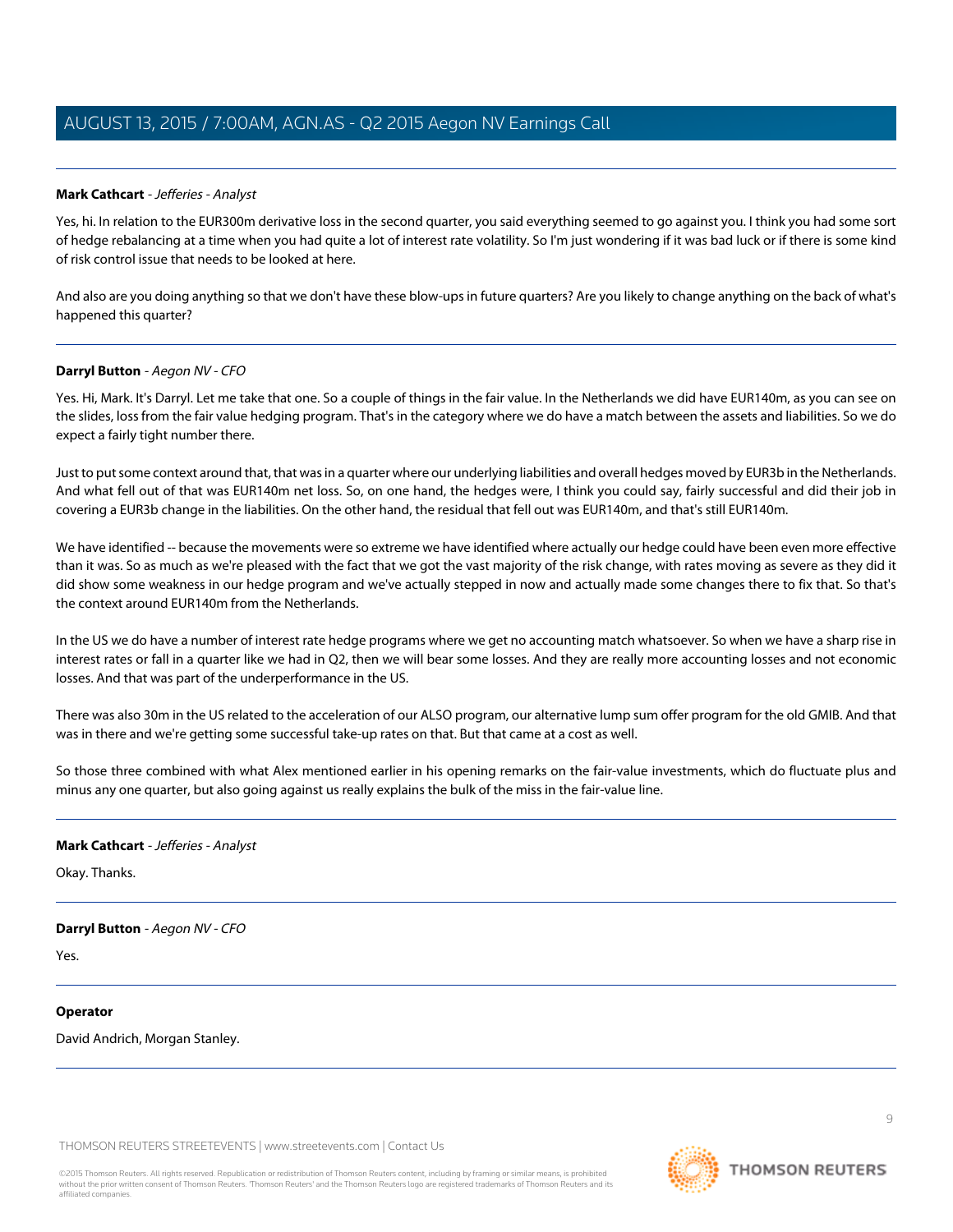**Mark Cathcart** - *Jefferies - Analyst*

Yes, hi. In relation to the EUR300m derivative loss in the second quarter, you said everything seemed to go against you. I think you had some sort of hedge rebalancing at a time when you had quite a lot of interest rate volatility. So I'm just wondering if it was bad luck or if there is some kind of risk control issue that needs to be looked at here.

And also are you doing anything so that we don't have these blow-ups in future quarters? Are you likely to change anything on the back of what's happened this quarter?

---

**Darryl Button** - *Aegon NV - CFO*

Yes. Hi, Mark. It's Darryl. Let me take that one. So a couple of things in the fair value. In the Netherlands we did have EUR140m, as you can see on the slides, loss from the fair value hedging program. That's in the category where we do have a match between the assets and liabilities. So we do expect a fairly tight number there.

Just to put some context around that, that was in a quarter where our underlying liabilities and overall hedges moved by EUR3b in the Netherlands. And what fell out of that was EUR140m net loss. So, on one hand, the hedges were, I think you could say, fairly successful and did their job in covering a EUR3b change in the liabilities. On the other hand, the residual that fell out was EUR140m, and that's still EUR140m.

We have identified -- because the movements were so extreme we have identified where actually our hedge could have been even more effective than it was. So as much as we're pleased with the fact that we got the vast majority of the risk change, with rates moving as severe as they did it did show some weakness in our hedge program and we've actually stepped in now and actually made some changes there to fix that. So that's the context around EUR140m from the Netherlands.

In the US we do have a number of interest rate hedge programs where we get no accounting match whatsoever. So when we have a sharp rise in interest rates or fall in a quarter like we had in Q2, then we will bear some losses. And they are really more accounting losses and not economic losses. And that was part of the underperformance in the US.

There was also 30m in the US related to the acceleration of our ALSO program, our alternative lump sum offer program for the old GMIB. And that was in there and we're getting some successful take-up rates on that. But that came at a cost as well.

So those three combined with what Alex mentioned earlier in his opening remarks on the fair-value investments, which do fluctuate plus and minus any one quarter, but also going against us really explains the bulk of the miss in the fair-value line.

---

**Mark Cathcart** - *Jefferies - Analyst*

Okay. Thanks.

---

**Darryl Button** - *Aegon NV - CFO*

Yes.

---

**Operator**

David Andrich, Morgan Stanley.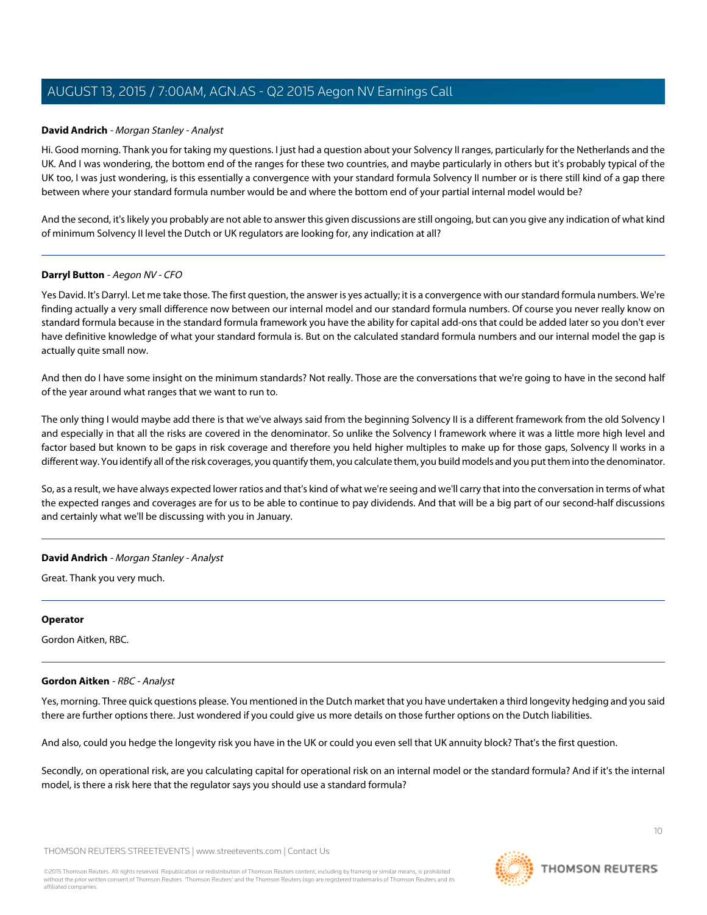**David Andrich** - *Morgan Stanley - Analyst*

Hi. Good morning. Thank you for taking my questions. I just had a question about your Solvency II ranges, particularly for the Netherlands and the UK. And I was wondering, the bottom end of the ranges for these two countries, and maybe particularly in others but it's probably typical of the UK too, I was just wondering, is this essentially a convergence with your standard formula Solvency II number or is there still kind of a gap there between where your standard formula number would be and where the bottom end of your partial internal model would be?

And the second, it's likely you probably are not able to answer this given discussions are still ongoing, but can you give any indication of what kind of minimum Solvency II level the Dutch or UK regulators are looking for, any indication at all?

---

**Darryl Button** - *Aegon NV - CFO*

Yes David. It's Darryl. Let me take those. The first question, the answer is yes actually; it is a convergence with our standard formula numbers. We're finding actually a very small difference now between our internal model and our standard formula numbers. Of course you never really know on standard formula because in the standard formula framework you have the ability for capital add-ons that could be added later so you don't ever have definitive knowledge of what your standard formula is. But on the calculated standard formula numbers and our internal model the gap is actually quite small now.

And then do I have some insight on the minimum standards? Not really. Those are the conversations that we're going to have in the second half of the year around what ranges that we want to run to.

The only thing I would maybe add there is that we've always said from the beginning Solvency II is a different framework from the old Solvency I and especially in that all the risks are covered in the denominator. So unlike the Solvency I framework where it was a little more high level and factor based but known to be gaps in risk coverage and therefore you held higher multiples to make up for those gaps, Solvency II works in a different way. You identify all of the risk coverages, you quantify them, you calculate them, you build models and you put them into the denominator.

So, as a result, we have always expected lower ratios and that's kind of what we're seeing and we'll carry that into the conversation in terms of what the expected ranges and coverages are for us to be able to continue to pay dividends. And that will be a big part of our second-half discussions and certainly what we'll be discussing with you in January.

---

**David Andrich** - *Morgan Stanley - Analyst*

Great. Thank you very much.

---

**Operator**

Gordon Aitken, RBC.

---

**Gordon Aitken** - *RBC - Analyst*

Yes, morning. Three quick questions please. You mentioned in the Dutch market that you have undertaken a third longevity hedging and you said there are further options there. Just wondered if you could give us more details on those further options on the Dutch liabilities.

And also, could you hedge the longevity risk you have in the UK or could you even sell that UK annuity block? That's the first question.

Secondly, on operational risk, are you calculating capital for operational risk on an internal model or the standard formula? And if it's the internal model, is there a risk here that the regulator says you should use a standard formula?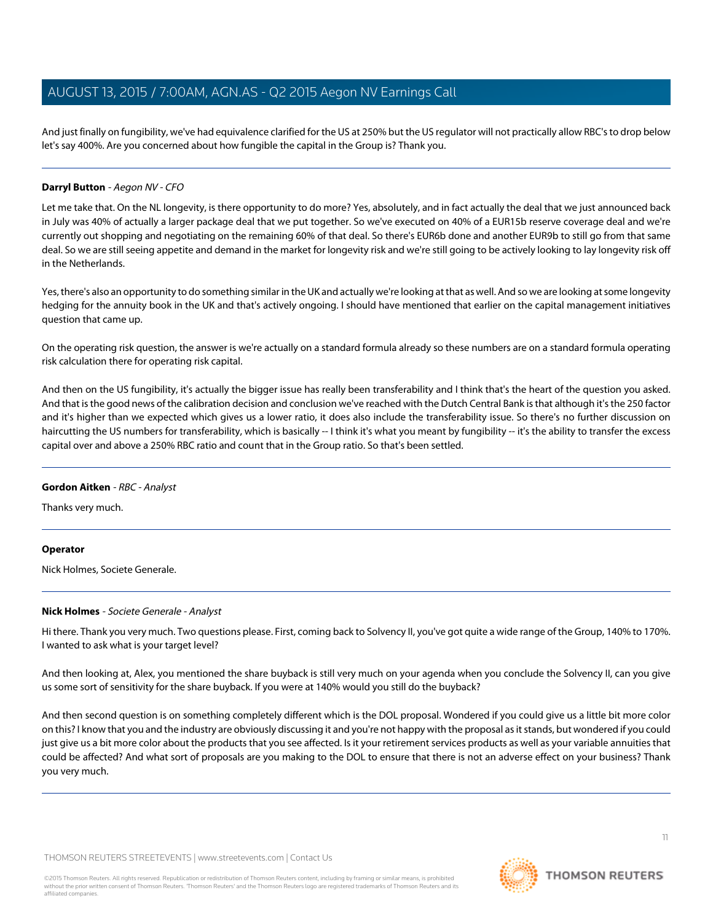And just finally on fungibility, we've had equivalence clarified for the US at 250% but the US regulator will not practically allow RBC's to drop below let's say 400%. Are you concerned about how fungible the capital in the Group is? Thank you.

---

**Darryl Button** - *Aegon NV - CFO*

Let me take that. On the NL longevity, is there opportunity to do more? Yes, absolutely, and in fact actually the deal that we just announced back in July was 40% of actually a larger package deal that we put together. So we've executed on 40% of a EUR15b reserve coverage deal and we're currently out shopping and negotiating on the remaining 60% of that deal. So there's EUR6b done and another EUR9b to still go from that same deal. So we are still seeing appetite and demand in the market for longevity risk and we're still going to be actively looking to lay longevity risk off in the Netherlands.

Yes, there's also an opportunity to do something similar in the UK and actually we're looking at that as well. And so we are looking at some longevity hedging for the annuity book in the UK and that's actively ongoing. I should have mentioned that earlier on the capital management initiatives question that came up.

On the operating risk question, the answer is we're actually on a standard formula already so these numbers are on a standard formula operating risk calculation there for operating risk capital.

And then on the US fungibility, it's actually the bigger issue has really been transferability and I think that's the heart of the question you asked. And that is the good news of the calibration decision and conclusion we've reached with the Dutch Central Bank is that although it's the 250 factor and it's higher than we expected which gives us a lower ratio, it does also include the transferability issue. So there's no further discussion on haircutting the US numbers for transferability, which is basically -- I think it's what you meant by fungibility -- it's the ability to transfer the excess capital over and above a 250% RBC ratio and count that in the Group ratio. So that's been settled.

---

**Gordon Aitken** - *RBC - Analyst*

Thanks very much.

---

**Operator**

Nick Holmes, Societe Generale.

---

**Nick Holmes** - *Societe Generale - Analyst*

Hi there. Thank you very much. Two questions please. First, coming back to Solvency II, you've got quite a wide range of the Group, 140% to 170%. I wanted to ask what is your target level?

And then looking at, Alex, you mentioned the share buyback is still very much on your agenda when you conclude the Solvency II, can you give us some sort of sensitivity for the share buyback. If you were at 140% would you still do the buyback?

And then second question is on something completely different which is the DOL proposal. Wondered if you could give us a little bit more color on this? I know that you and the industry are obviously discussing it and you're not happy with the proposal as it stands, but wondered if you could just give us a bit more color about the products that you see affected. Is it your retirement services products as well as your variable annuities that could be affected? And what sort of proposals are you making to the DOL to ensure that there is not an adverse effect on your business? Thank you very much.

---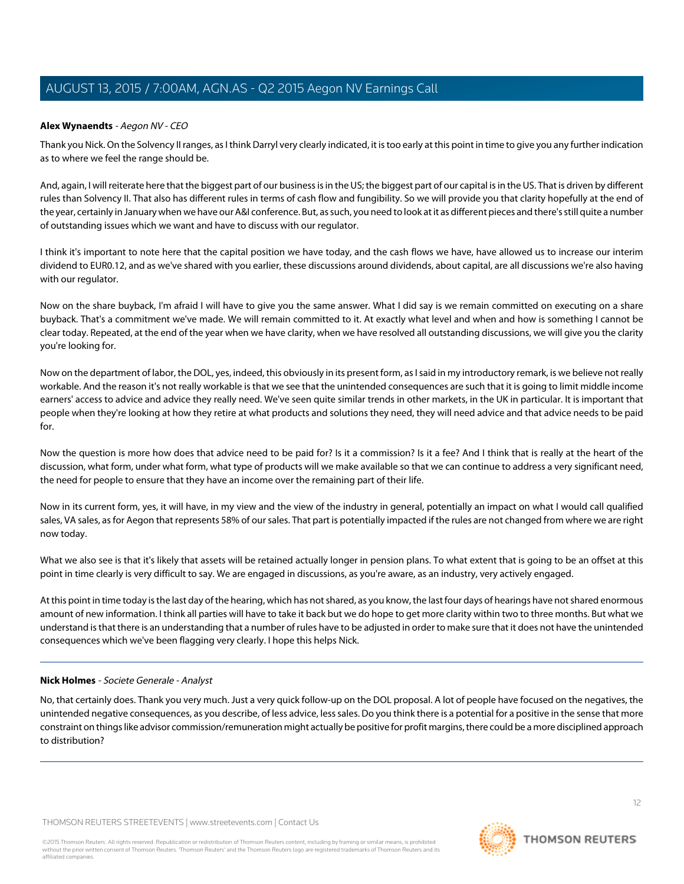**Alex Wynaendts** - *Aegon NV - CEO*

Thank you Nick. On the Solvency II ranges, as I think Darryl very clearly indicated, it is too early at this point in time to give you any further indication as to where we feel the range should be.

And, again, I will reiterate here that the biggest part of our business is in the US; the biggest part of our capital is in the US. That is driven by different rules than Solvency II. That also has different rules in terms of cash flow and fungibility. So we will provide you that clarity hopefully at the end of the year, certainly in January when we have our A&I conference. But, as such, you need to look at it as different pieces and there's still quite a number of outstanding issues which we want and have to discuss with our regulator.

I think it's important to note here that the capital position we have today, and the cash flows we have, have allowed us to increase our interim dividend to EUR0.12, and as we've shared with you earlier, these discussions around dividends, about capital, are all discussions we're also having with our regulator.

Now on the share buyback, I'm afraid I will have to give you the same answer. What I did say is we remain committed on executing on a share buyback. That's a commitment we've made. We will remain committed to it. At exactly what level and when and how is something I cannot be clear today. Repeated, at the end of the year when we have clarity, when we have resolved all outstanding discussions, we will give you the clarity you're looking for.

Now on the department of labor, the DOL, yes, indeed, this obviously in its present form, as I said in my introductory remark, is we believe not really workable. And the reason it's not really workable is that we see that the unintended consequences are such that it is going to limit middle income earners' access to advice and advice they really need. We've seen quite similar trends in other markets, in the UK in particular. It is important that people when they're looking at how they retire at what products and solutions they need, they will need advice and that advice needs to be paid for.

Now the question is more how does that advice need to be paid for? Is it a commission? Is it a fee? And I think that is really at the heart of the discussion, what form, under what form, what type of products will we make available so that we can continue to address a very significant need, the need for people to ensure that they have an income over the remaining part of their life.

Now in its current form, yes, it will have, in my view and the view of the industry in general, potentially an impact on what I would call qualified sales, VA sales, as for Aegon that represents 58% of our sales. That part is potentially impacted if the rules are not changed from where we are right now today.

What we also see is that it's likely that assets will be retained actually longer in pension plans. To what extent that is going to be an offset at this point in time clearly is very difficult to say. We are engaged in discussions, as you're aware, as an industry, very actively engaged.

At this point in time today is the last day of the hearing, which has not shared, as you know, the last four days of hearings have not shared enormous amount of new information. I think all parties will have to take it back but we do hope to get more clarity within two to three months. But what we understand is that there is an understanding that a number of rules have to be adjusted in order to make sure that it does not have the unintended consequences which we've been flagging very clearly. I hope this helps Nick.

---

**Nick Holmes** - *Societe Generale - Analyst*

No, that certainly does. Thank you very much. Just a very quick follow-up on the DOL proposal. A lot of people have focused on the negatives, the unintended negative consequences, as you describe, of less advice, less sales. Do you think there is a potential for a positive in the sense that more constraint on things like advisor commission/remuneration might actually be positive for profit margins, there could be a more disciplined approach to distribution?

---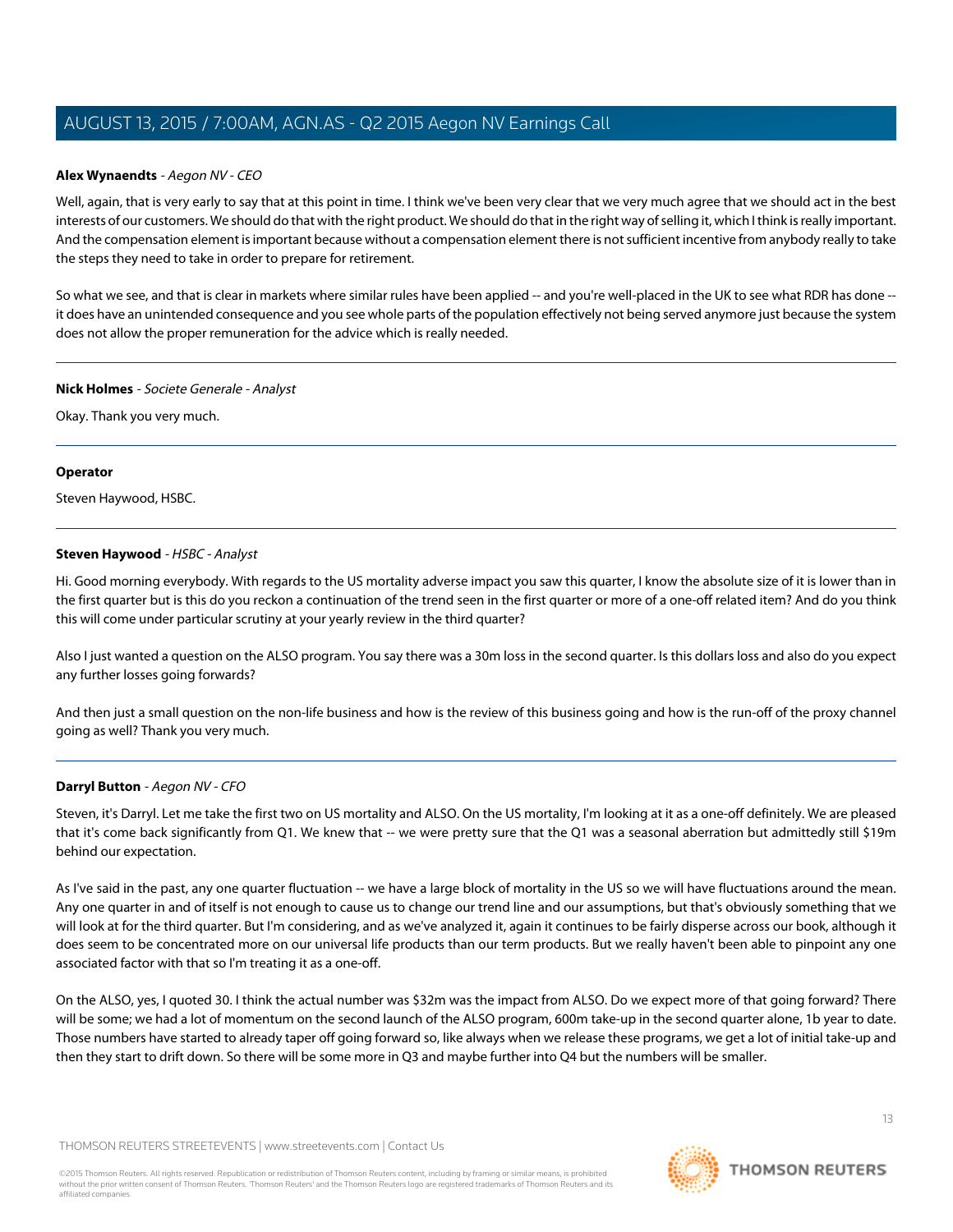**Alex Wynaendts** - *Aegon NV - CEO*

Well, again, that is very early to say that at this point in time. I think we've been very clear that we very much agree that we should act in the best interests of our customers. We should do that with the right product. We should do that in the right way of selling it, which I think is really important. And the compensation element is important because without a compensation element there is not sufficient incentive from anybody really to take the steps they need to take in order to prepare for retirement.

So what we see, and that is clear in markets where similar rules have been applied -- and you're well-placed in the UK to see what RDR has done -- it does have an unintended consequence and you see whole parts of the population effectively not being served anymore just because the system does not allow the proper remuneration for the advice which is really needed.

---

**Nick Holmes** - *Societe Generale - Analyst*

Okay. Thank you very much.

---

**Operator**

Steven Haywood, HSBC.

---

**Steven Haywood** - *HSBC - Analyst*

Hi. Good morning everybody. With regards to the US mortality adverse impact you saw this quarter, I know the absolute size of it is lower than in the first quarter but is this do you reckon a continuation of the trend seen in the first quarter or more of a one-off related item? And do you think this will come under particular scrutiny at your yearly review in the third quarter?

Also I just wanted a question on the ALSO program. You say there was a 30m loss in the second quarter. Is this dollars loss and also do you expect any further losses going forwards?

And then just a small question on the non-life business and how is the review of this business going and how is the run-off of the proxy channel going as well? Thank you very much.

---

**Darryl Button** - *Aegon NV - CFO*

Steven, it's Darryl. Let me take the first two on US mortality and ALSO. On the US mortality, I'm looking at it as a one-off definitely. We are pleased that it's come back significantly from Q1. We knew that -- we were pretty sure that the Q1 was a seasonal aberration but admittedly still $19m behind our expectation.

As I've said in the past, any one quarter fluctuation -- we have a large block of mortality in the US so we will have fluctuations around the mean. Any one quarter in and of itself is not enough to cause us to change our trend line and our assumptions, but that's obviously something that we will look at for the third quarter. But I'm considering, and as we've analyzed it, again it continues to be fairly disperse across our book, although it does seem to be concentrated more on our universal life products than our term products. But we really haven't been able to pinpoint any one associated factor with that so I'm treating it as a one-off.

On the ALSO, yes, I quoted 30. I think the actual number was $32m was the impact from ALSO. Do we expect more of that going forward? There will be some; we had a lot of momentum on the second launch of the ALSO program, 600m take-up in the second quarter alone, 1b year to date. Those numbers have started to already taper off going forward so, like always when we release these programs, we get a lot of initial take-up and then they start to drift down. So there will be some more in Q3 and maybe further into Q4 but the numbers will be smaller.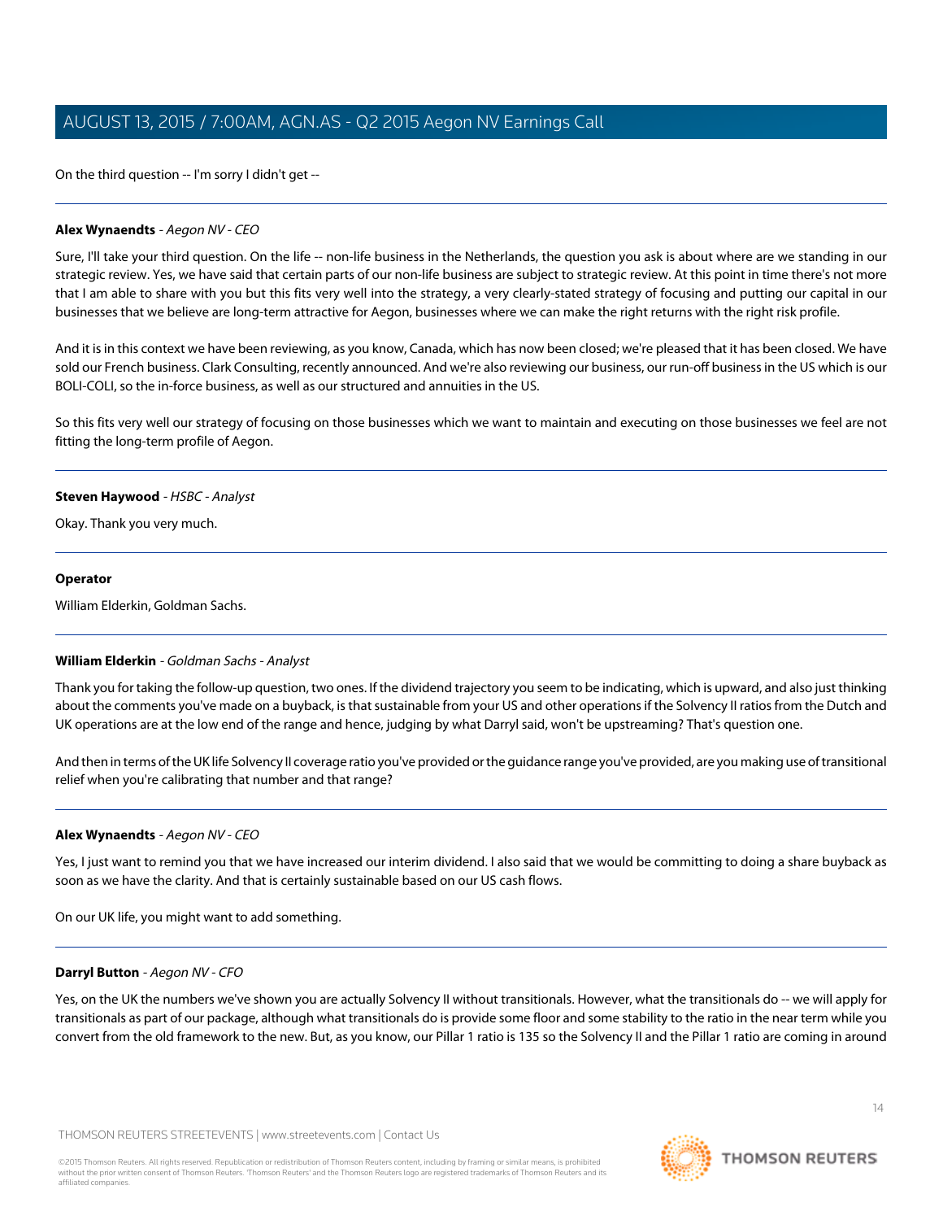On the third question -- I'm sorry I didn't get --

---

**Alex Wynaendts** - *Aegon NV - CEO*

Sure, I'll take your third question. On the life -- non-life business in the Netherlands, the question you ask is about where are we standing in our strategic review. Yes, we have said that certain parts of our non-life business are subject to strategic review. At this point in time there's not more that I am able to share with you but this fits very well into the strategy, a very clearly-stated strategy of focusing and putting our capital in our businesses that we believe are long-term attractive for Aegon, businesses where we can make the right returns with the right risk profile.

And it is in this context we have been reviewing, as you know, Canada, which has now been closed; we're pleased that it has been closed. We have sold our French business. Clark Consulting, recently announced. And we're also reviewing our business, our run-off business in the US which is our BOLI-COLI, so the in-force business, as well as our structured and annuities in the US.

So this fits very well our strategy of focusing on those businesses which we want to maintain and executing on those businesses we feel are not fitting the long-term profile of Aegon.

---

**Steven Haywood** - *HSBC - Analyst*

Okay. Thank you very much.

---

**Operator**

William Elderkin, Goldman Sachs.

---

**William Elderkin** - *Goldman Sachs - Analyst*

Thank you for taking the follow-up question, two ones. If the dividend trajectory you seem to be indicating, which is upward, and also just thinking about the comments you've made on a buyback, is that sustainable from your US and other operations if the Solvency II ratios from the Dutch and UK operations are at the low end of the range and hence, judging by what Darryl said, won't be upstreaming? That's question one.

And then in terms of the UK life Solvency II coverage ratio you've provided or the guidance range you've provided, are you making use of transitional relief when you're calibrating that number and that range?

---

**Alex Wynaendts** - *Aegon NV - CEO*

Yes, I just want to remind you that we have increased our interim dividend. I also said that we would be committing to doing a share buyback as soon as we have the clarity. And that is certainly sustainable based on our US cash flows.

On our UK life, you might want to add something.

---

**Darryl Button** - *Aegon NV - CFO*

Yes, on the UK the numbers we've shown you are actually Solvency II without transitionals. However, what the transitionals do -- we will apply for transitionals as part of our package, although what transitionals do is provide some floor and some stability to the ratio in the near term while you convert from the old framework to the new. But, as you know, our Pillar 1 ratio is 135 so the Solvency II and the Pillar 1 ratio are coming in around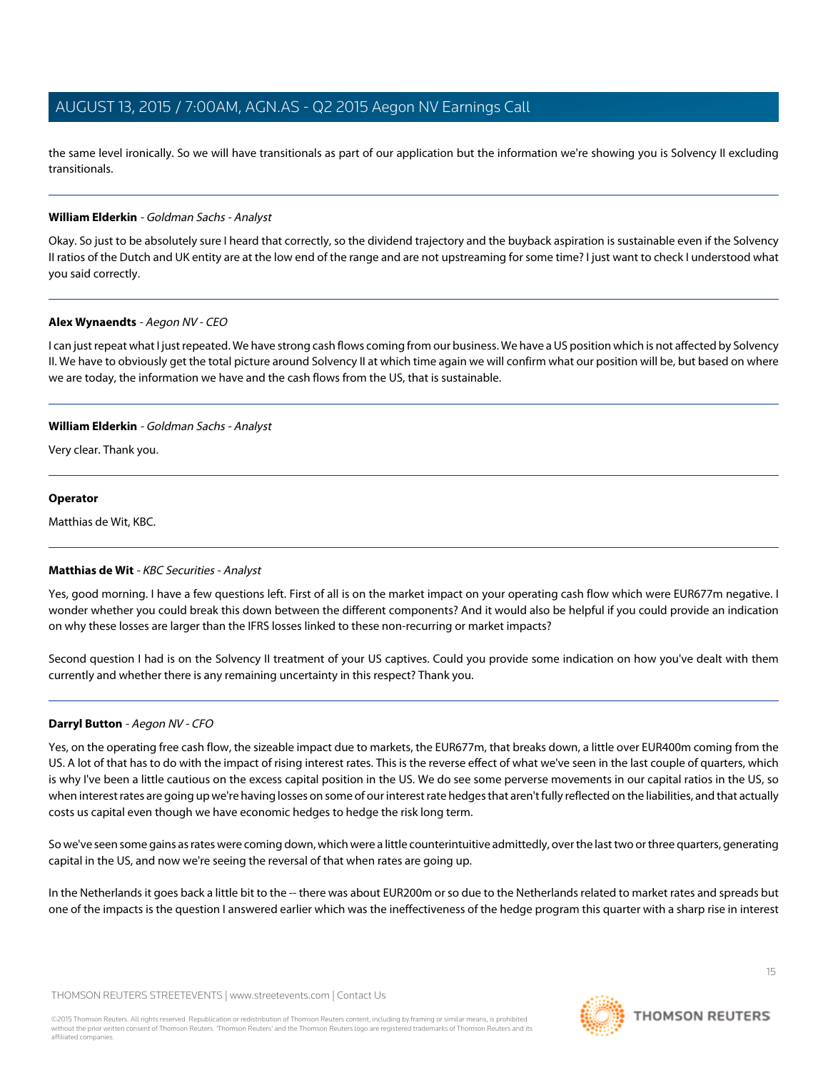the same level ironically. So we will have transitionals as part of our application but the information we're showing you is Solvency II excluding transitionals.

---

**William Elderkin** - *Goldman Sachs - Analyst*

Okay. So just to be absolutely sure I heard that correctly, so the dividend trajectory and the buyback aspiration is sustainable even if the Solvency II ratios of the Dutch and UK entity are at the low end of the range and are not upstreaming for some time? I just want to check I understood what you said correctly.

---

**Alex Wynaendts** - *Aegon NV - CEO*

I can just repeat what I just repeated. We have strong cash flows coming from our business. We have a US position which is not affected by Solvency II. We have to obviously get the total picture around Solvency II at which time again we will confirm what our position will be, but based on where we are today, the information we have and the cash flows from the US, that is sustainable.

---

**William Elderkin** - *Goldman Sachs - Analyst*

Very clear. Thank you.

---

**Operator**

Matthias de Wit, KBC.

---

**Matthias de Wit** - *KBC Securities - Analyst*

Yes, good morning. I have a few questions left. First of all is on the market impact on your operating cash flow which were EUR677m negative. I wonder whether you could break this down between the different components? And it would also be helpful if you could provide an indication on why these losses are larger than the IFRS losses linked to these non-recurring or market impacts?

Second question I had is on the Solvency II treatment of your US captives. Could you provide some indication on how you've dealt with them currently and whether there is any remaining uncertainty in this respect? Thank you.

---

**Darryl Button** - *Aegon NV - CFO*

Yes, on the operating free cash flow, the sizeable impact due to markets, the EUR677m, that breaks down, a little over EUR400m coming from the US. A lot of that has to do with the impact of rising interest rates. This is the reverse effect of what we've seen in the last couple of quarters, which is why I've been a little cautious on the excess capital position in the US. We do see some perverse movements in our capital ratios in the US, so when interest rates are going up we're having losses on some of our interest rate hedges that aren't fully reflected on the liabilities, and that actually costs us capital even though we have economic hedges to hedge the risk long term.

So we've seen some gains as rates were coming down, which were a little counterintuitive admittedly, over the last two or three quarters, generating capital in the US, and now we're seeing the reversal of that when rates are going up.

In the Netherlands it goes back a little bit to the -- there was about EUR200m or so due to the Netherlands related to market rates and spreads but one of the impacts is the question I answered earlier which was the ineffectiveness of the hedge program this quarter with a sharp rise in interest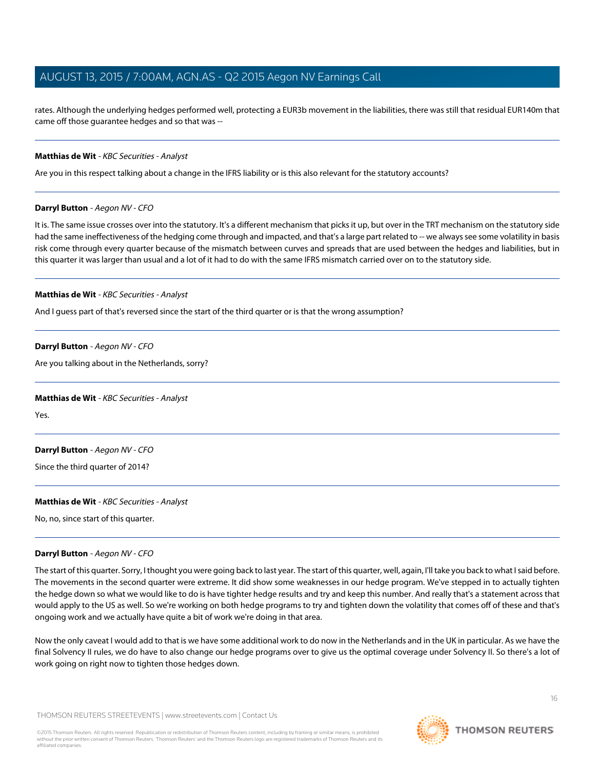rates. Although the underlying hedges performed well, protecting a EUR3b movement in the liabilities, there was still that residual EUR140m that came off those guarantee hedges and so that was --

---

**Matthias de Wit** - *KBC Securities - Analyst*

Are you in this respect talking about a change in the IFRS liability or is this also relevant for the statutory accounts?

---

**Darryl Button** - *Aegon NV - CFO*

It is. The same issue crosses over into the statutory. It's a different mechanism that picks it up, but over in the TRT mechanism on the statutory side had the same ineffectiveness of the hedging come through and impacted, and that's a large part related to -- we always see some volatility in basis risk come through every quarter because of the mismatch between curves and spreads that are used between the hedges and liabilities, but in this quarter it was larger than usual and a lot of it had to do with the same IFRS mismatch carried over on to the statutory side.

---

**Matthias de Wit** - *KBC Securities - Analyst*

And I guess part of that's reversed since the start of the third quarter or is that the wrong assumption?

---

**Darryl Button** - *Aegon NV - CFO*

Are you talking about in the Netherlands, sorry?

---

**Matthias de Wit** - *KBC Securities - Analyst*

Yes.

---

**Darryl Button** - *Aegon NV - CFO*

Since the third quarter of 2014?

---

**Matthias de Wit** - *KBC Securities - Analyst*

No, no, since start of this quarter.

---

**Darryl Button** - *Aegon NV - CFO*

The start of this quarter. Sorry, I thought you were going back to last year. The start of this quarter, well, again, I'll take you back to what I said before. The movements in the second quarter were extreme. It did show some weaknesses in our hedge program. We've stepped in to actually tighten the hedge down so what we would like to do is have tighter hedge results and try and keep this number. And really that's a statement across that would apply to the US as well. So we're working on both hedge programs to try and tighten down the volatility that comes off of these and that's ongoing work and we actually have quite a bit of work we're doing in that area.

Now the only caveat I would add to that is we have some additional work to do now in the Netherlands and in the UK in particular. As we have the final Solvency II rules, we do have to also change our hedge programs over to give us the optimal coverage under Solvency II. So there's a lot of work going on right now to tighten those hedges down.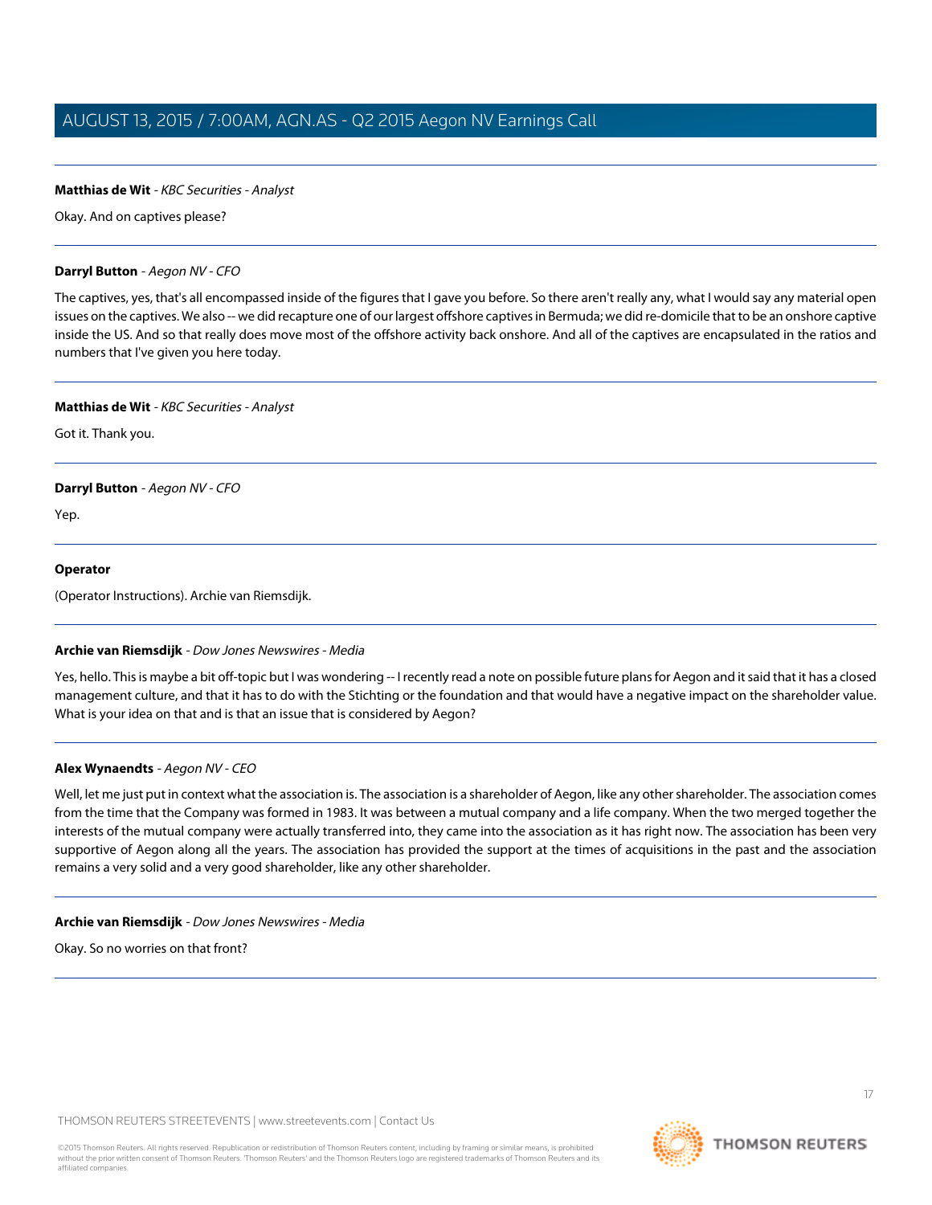**Matthias de Wit** - *KBC Securities - Analyst*

Okay. And on captives please?

---

**Darryl Button** - *Aegon NV - CFO*

The captives, yes, that's all encompassed inside of the figures that I gave you before. So there aren't really any, what I would say any material open issues on the captives. We also -- we did recapture one of our largest offshore captives in Bermuda; we did re-domicile that to be an onshore captive inside the US. And so that really does move most of the offshore activity back onshore. And all of the captives are encapsulated in the ratios and numbers that I've given you here today.

---

**Matthias de Wit** - *KBC Securities - Analyst*

Got it. Thank you.

---

**Darryl Button** - *Aegon NV - CFO*

Yep.

---

**Operator**

(Operator Instructions). Archie van Riemsdijk.

---

**Archie van Riemsdijk** - *Dow Jones Newswires - Media*

Yes, hello. This is maybe a bit off-topic but I was wondering -- I recently read a note on possible future plans for Aegon and it said that it has a closed management culture, and that it has to do with the Stichting or the foundation and that would have a negative impact on the shareholder value. What is your idea on that and is that an issue that is considered by Aegon?

---

**Alex Wynaendts** - *Aegon NV - CEO*

Well, let me just put in context what the association is. The association is a shareholder of Aegon, like any other shareholder. The association comes from the time that the Company was formed in 1983. It was between a mutual company and a life company. When the two merged together the interests of the mutual company were actually transferred into, they came into the association as it has right now. The association has been very supportive of Aegon along all the years. The association has provided the support at the times of acquisitions in the past and the association remains a very solid and a very good shareholder, like any other shareholder.

---

**Archie van Riemsdijk** - *Dow Jones Newswires - Media*

Okay. So no worries on that front?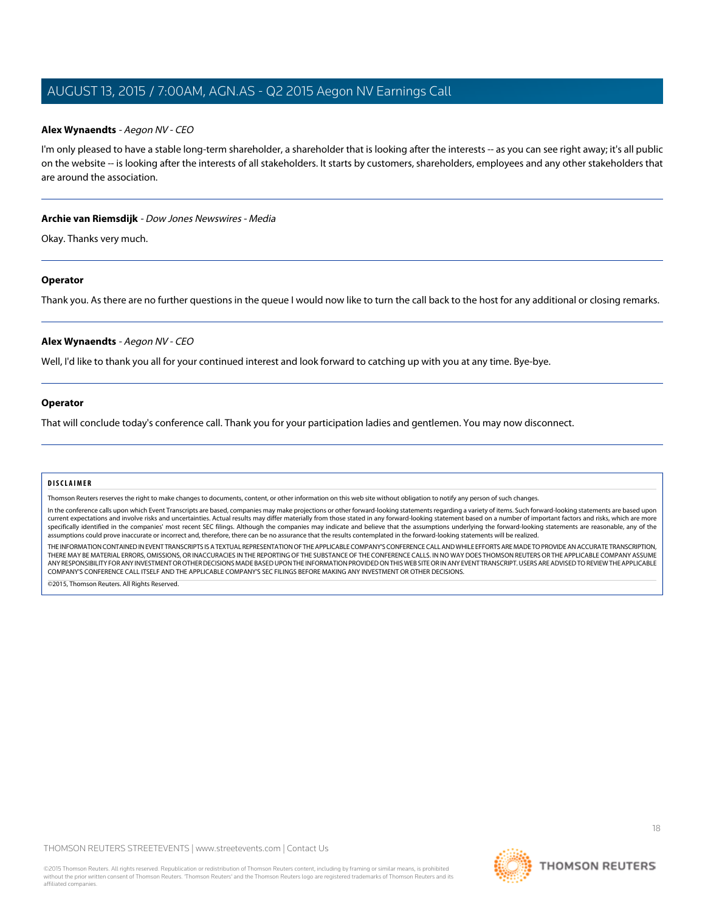**Alex Wynaendts** - *Aegon NV - CEO*

I'm only pleased to have a stable long-term shareholder, a shareholder that is looking after the interests -- as you can see right away; it's all public on the website -- is looking after the interests of all stakeholders. It starts by customers, shareholders, employees and any other stakeholders that are around the association.

---

**Archie van Riemsdijk** - *Dow Jones Newswires - Media*

Okay. Thanks very much.

---

**Operator**

Thank you. As there are no further questions in the queue I would now like to turn the call back to the host for any additional or closing remarks.

---

**Alex Wynaendts** - *Aegon NV - CEO*

Well, I'd like to thank you all for your continued interest and look forward to catching up with you at any time. Bye-bye.

---

**Operator**

That will conclude today's conference call. Thank you for your participation ladies and gentlemen. You may now disconnect.

---

**DISCLAIMER**

Thomson Reuters reserves the right to make changes to documents, content, or other information on this web site without obligation to notify any person of such changes.

In the conference calls upon which Event Transcripts are based, companies may make projections or other forward-looking statements regarding a variety of items. Such forward-looking statements are based upon current expectations and involve risks and uncertainties. Actual results may differ materially from those stated in any forward-looking statement based on a number of important factors and risks, which are more specifically identified in the companies' most recent SEC filings. Although the companies may indicate and believe that the assumptions underlying the forward-looking statements are reasonable, any of the assumptions could prove inaccurate or incorrect and, therefore, there can be no assurance that the results contemplated in the forward-looking statements will be realized.

THE INFORMATION CONTAINED IN EVENT TRANSCRIPTS IS A TEXTUAL REPRESENTATION OF THE APPLICABLE COMPANY'S CONFERENCE CALL AND WHILE EFFORTS ARE MADE TO PROVIDE AN ACCURATE TRANSCRIPTION, THERE MAY BE MATERIAL ERRORS, OMISSIONS, OR INACCURACIES IN THE REPORTING OF THE SUBSTANCE OF THE CONFERENCE CALLS. IN NO WAY DOES THOMSON REUTERS OR THE APPLICABLE COMPANY ASSUME ANY RESPONSIBILITY FOR ANY INVESTMENT OR OTHER DECISIONS MADE BASED UPON THE INFORMATION PROVIDED ON THIS WEB SITE OR IN ANY EVENT TRANSCRIPT. USERS ARE ADVISED TO REVIEW THE APPLICABLE COMPANY'S CONFERENCE CALL ITSELF AND THE APPLICABLE COMPANY'S SEC FILINGS BEFORE MAKING ANY INVESTMENT OR OTHER DECISIONS.

©2015, Thomson Reuters. All Rights Reserved.